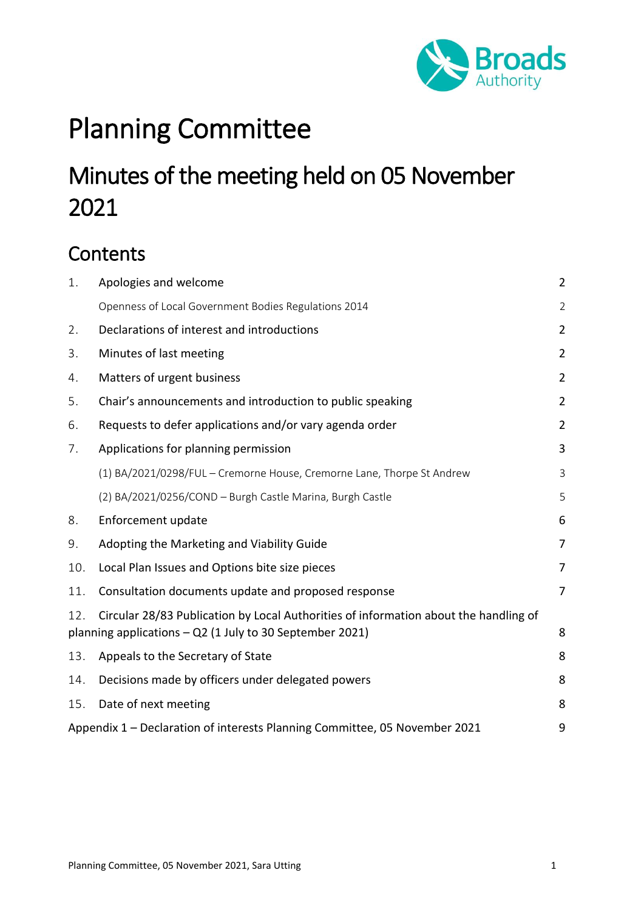Broads Authority

# Planning Committee

## Minutes of the meeting held on 05 November 2021

## Contents

| | | |
|---|---|---|
| 1. | Apologies and welcome | 2 |
| | Openness of Local Government Bodies Regulations 2014 | 2 |
| 2. | Declarations of interest and introductions | 2 |
| 3. | Minutes of last meeting | 2 |
| 4. | Matters of urgent business | 2 |
| 5. | Chair's announcements and introduction to public speaking | 2 |
| 6. | Requests to defer applications and/or vary agenda order | 2 |
| 7. | Applications for planning permission | 3 |
| | (1) BA/2021/0298/FUL – Cremorne House, Cremorne Lane, Thorpe St Andrew | 3 |
| | (2) BA/2021/0256/COND – Burgh Castle Marina, Burgh Castle | 5 |
| 8. | Enforcement update | 6 |
| 9. | Adopting the Marketing and Viability Guide | 7 |
| 10. | Local Plan Issues and Options bite size pieces | 7 |
| 11. | Consultation documents update and proposed response | 7 |
| 12. | Circular 28/83 Publication by Local Authorities of information about the handling of planning applications – Q2 (1 July to 30 September 2021) | 8 |
| 13. | Appeals to the Secretary of State | 8 |
| 14. | Decisions made by officers under delegated powers | 8 |
| 15. | Date of next meeting | 8 |
| | Appendix 1 – Declaration of interests Planning Committee, 05 November 2021 | 9 |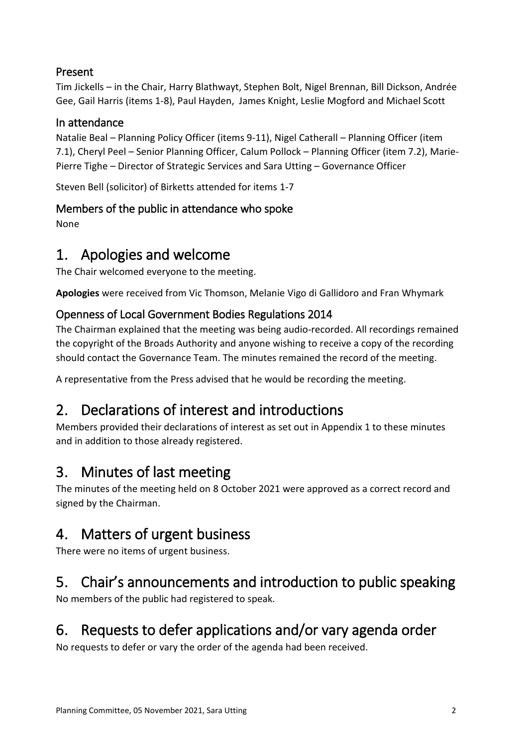### Present

Tim Jickells – in the Chair, Harry Blathwayt, Stephen Bolt, Nigel Brennan, Bill Dickson, Andrée Gee, Gail Harris (items 1-8), Paul Hayden, James Knight, Leslie Mogford and Michael Scott

### In attendance

Natalie Beal – Planning Policy Officer (items 9-11), Nigel Catherall – Planning Officer (item 7.1), Cheryl Peel – Senior Planning Officer, Calum Pollock – Planning Officer (item 7.2), Marie-Pierre Tighe – Director of Strategic Services and Sara Utting – Governance Officer

Steven Bell (solicitor) of Birketts attended for items 1-7

### Members of the public in attendance who spoke

None

## 1. Apologies and welcome

The Chair welcomed everyone to the meeting.

**Apologies** were received from Vic Thomson, Melanie Vigo di Gallidoro and Fran Whymark

### Openness of Local Government Bodies Regulations 2014

The Chairman explained that the meeting was being audio-recorded. All recordings remained the copyright of the Broads Authority and anyone wishing to receive a copy of the recording should contact the Governance Team. The minutes remained the record of the meeting.

A representative from the Press advised that he would be recording the meeting.

## 2. Declarations of interest and introductions

Members provided their declarations of interest as set out in Appendix 1 to these minutes and in addition to those already registered.

## 3. Minutes of last meeting

The minutes of the meeting held on 8 October 2021 were approved as a correct record and signed by the Chairman.

## 4. Matters of urgent business

There were no items of urgent business.

## 5. Chair's announcements and introduction to public speaking

No members of the public had registered to speak.

## 6. Requests to defer applications and/or vary agenda order

No requests to defer or vary the order of the agenda had been received.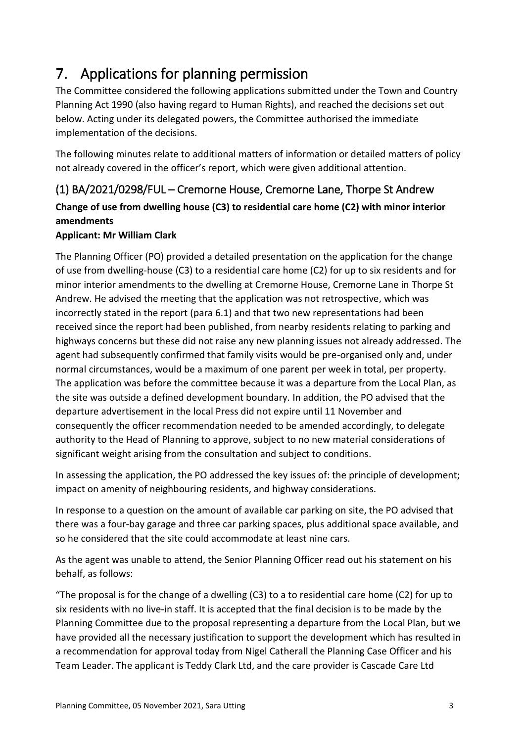# 7. Applications for planning permission

The Committee considered the following applications submitted under the Town and Country Planning Act 1990 (also having regard to Human Rights), and reached the decisions set out below. Acting under its delegated powers, the Committee authorised the immediate implementation of the decisions.

The following minutes relate to additional matters of information or detailed matters of policy not already covered in the officer's report, which were given additional attention.

## (1) BA/2021/0298/FUL – Cremorne House, Cremorne Lane, Thorpe St Andrew

**Change of use from dwelling house (C3) to residential care home (C2) with minor interior amendments**

**Applicant: Mr William Clark**

The Planning Officer (PO) provided a detailed presentation on the application for the change of use from dwelling-house (C3) to a residential care home (C2) for up to six residents and for minor interior amendments to the dwelling at Cremorne House, Cremorne Lane in Thorpe St Andrew. He advised the meeting that the application was not retrospective, which was incorrectly stated in the report (para 6.1) and that two new representations had been received since the report had been published, from nearby residents relating to parking and highways concerns but these did not raise any new planning issues not already addressed. The agent had subsequently confirmed that family visits would be pre-organised only and, under normal circumstances, would be a maximum of one parent per week in total, per property. The application was before the committee because it was a departure from the Local Plan, as the site was outside a defined development boundary. In addition, the PO advised that the departure advertisement in the local Press did not expire until 11 November and consequently the officer recommendation needed to be amended accordingly, to delegate authority to the Head of Planning to approve, subject to no new material considerations of significant weight arising from the consultation and subject to conditions.

In assessing the application, the PO addressed the key issues of: the principle of development; impact on amenity of neighbouring residents, and highway considerations.

In response to a question on the amount of available car parking on site, the PO advised that there was a four-bay garage and three car parking spaces, plus additional space available, and so he considered that the site could accommodate at least nine cars.

As the agent was unable to attend, the Senior Planning Officer read out his statement on his behalf, as follows:

"The proposal is for the change of a dwelling (C3) to a to residential care home (C2) for up to six residents with no live-in staff. It is accepted that the final decision is to be made by the Planning Committee due to the proposal representing a departure from the Local Plan, but we have provided all the necessary justification to support the development which has resulted in a recommendation for approval today from Nigel Catherall the Planning Case Officer and his Team Leader. The applicant is Teddy Clark Ltd, and the care provider is Cascade Care Ltd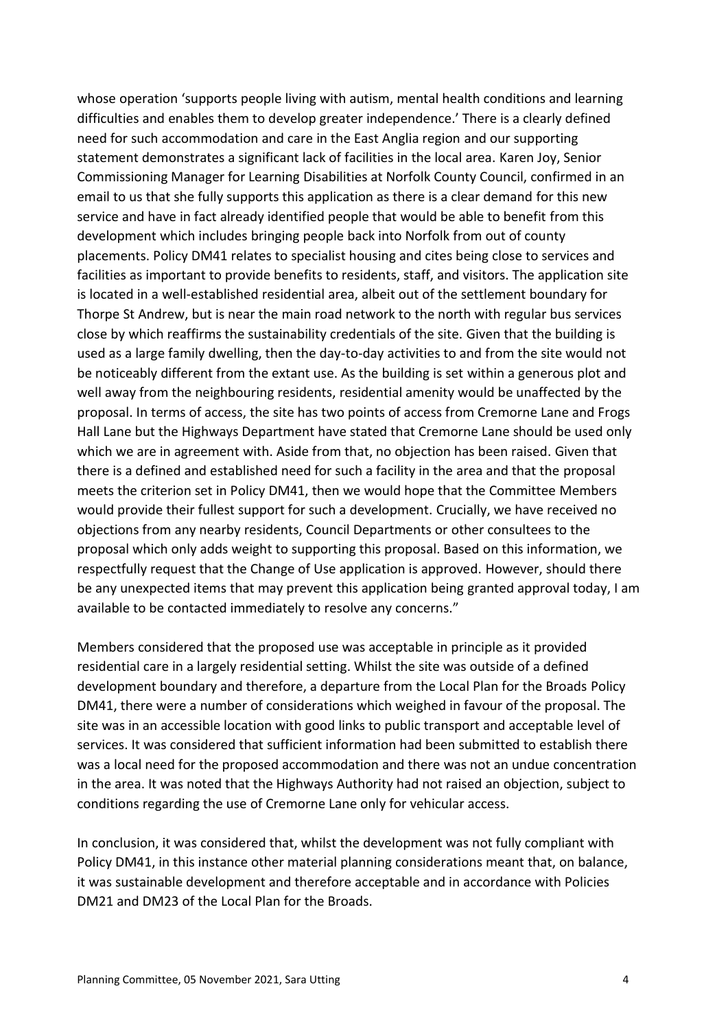whose operation 'supports people living with autism, mental health conditions and learning difficulties and enables them to develop greater independence.' There is a clearly defined need for such accommodation and care in the East Anglia region and our supporting statement demonstrates a significant lack of facilities in the local area. Karen Joy, Senior Commissioning Manager for Learning Disabilities at Norfolk County Council, confirmed in an email to us that she fully supports this application as there is a clear demand for this new service and have in fact already identified people that would be able to benefit from this development which includes bringing people back into Norfolk from out of county placements. Policy DM41 relates to specialist housing and cites being close to services and facilities as important to provide benefits to residents, staff, and visitors. The application site is located in a well-established residential area, albeit out of the settlement boundary for Thorpe St Andrew, but is near the main road network to the north with regular bus services close by which reaffirms the sustainability credentials of the site. Given that the building is used as a large family dwelling, then the day-to-day activities to and from the site would not be noticeably different from the extant use. As the building is set within a generous plot and well away from the neighbouring residents, residential amenity would be unaffected by the proposal. In terms of access, the site has two points of access from Cremorne Lane and Frogs Hall Lane but the Highways Department have stated that Cremorne Lane should be used only which we are in agreement with. Aside from that, no objection has been raised. Given that there is a defined and established need for such a facility in the area and that the proposal meets the criterion set in Policy DM41, then we would hope that the Committee Members would provide their fullest support for such a development. Crucially, we have received no objections from any nearby residents, Council Departments or other consultees to the proposal which only adds weight to supporting this proposal. Based on this information, we respectfully request that the Change of Use application is approved. However, should there be any unexpected items that may prevent this application being granted approval today, I am available to be contacted immediately to resolve any concerns."

Members considered that the proposed use was acceptable in principle as it provided residential care in a largely residential setting. Whilst the site was outside of a defined development boundary and therefore, a departure from the Local Plan for the Broads Policy DM41, there were a number of considerations which weighed in favour of the proposal. The site was in an accessible location with good links to public transport and acceptable level of services. It was considered that sufficient information had been submitted to establish there was a local need for the proposed accommodation and there was not an undue concentration in the area. It was noted that the Highways Authority had not raised an objection, subject to conditions regarding the use of Cremorne Lane only for vehicular access.

In conclusion, it was considered that, whilst the development was not fully compliant with Policy DM41, in this instance other material planning considerations meant that, on balance, it was sustainable development and therefore acceptable and in accordance with Policies DM21 and DM23 of the Local Plan for the Broads.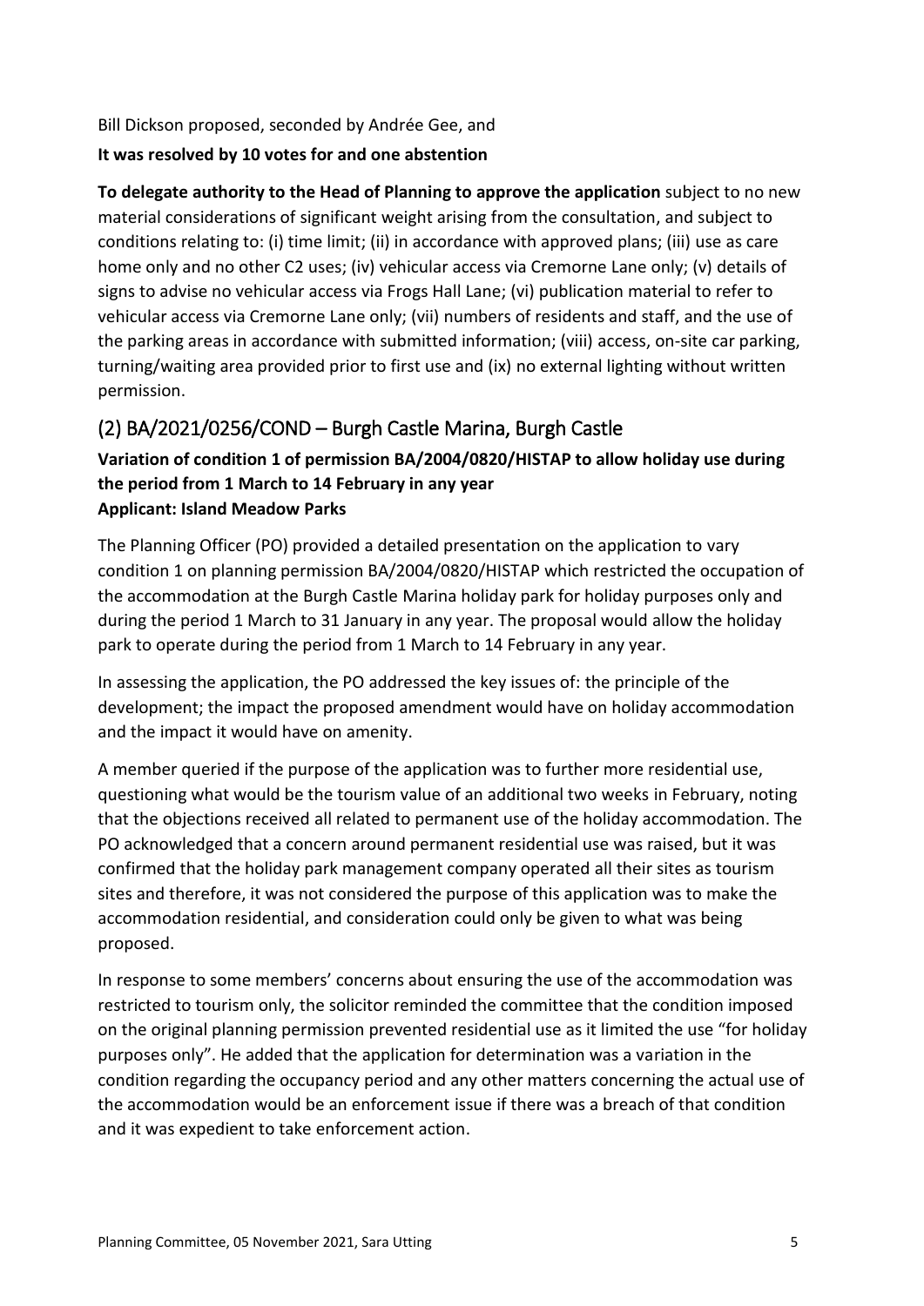Bill Dickson proposed, seconded by Andrée Gee, and

**It was resolved by 10 votes for and one abstention**

**To delegate authority to the Head of Planning to approve the application** subject to no new material considerations of significant weight arising from the consultation, and subject to conditions relating to: (i) time limit; (ii) in accordance with approved plans; (iii) use as care home only and no other C2 uses; (iv) vehicular access via Cremorne Lane only; (v) details of signs to advise no vehicular access via Frogs Hall Lane; (vi) publication material to refer to vehicular access via Cremorne Lane only; (vii) numbers of residents and staff, and the use of the parking areas in accordance with submitted information; (viii) access, on-site car parking, turning/waiting area provided prior to first use and (ix) no external lighting without written permission.

## (2) BA/2021/0256/COND – Burgh Castle Marina, Burgh Castle

**Variation of condition 1 of permission BA/2004/0820/HISTAP to allow holiday use during the period from 1 March to 14 February in any year**
**Applicant: Island Meadow Parks**

The Planning Officer (PO) provided a detailed presentation on the application to vary condition 1 on planning permission BA/2004/0820/HISTAP which restricted the occupation of the accommodation at the Burgh Castle Marina holiday park for holiday purposes only and during the period 1 March to 31 January in any year. The proposal would allow the holiday park to operate during the period from 1 March to 14 February in any year.

In assessing the application, the PO addressed the key issues of: the principle of the development; the impact the proposed amendment would have on holiday accommodation and the impact it would have on amenity.

A member queried if the purpose of the application was to further more residential use, questioning what would be the tourism value of an additional two weeks in February, noting that the objections received all related to permanent use of the holiday accommodation. The PO acknowledged that a concern around permanent residential use was raised, but it was confirmed that the holiday park management company operated all their sites as tourism sites and therefore, it was not considered the purpose of this application was to make the accommodation residential, and consideration could only be given to what was being proposed.

In response to some members' concerns about ensuring the use of the accommodation was restricted to tourism only, the solicitor reminded the committee that the condition imposed on the original planning permission prevented residential use as it limited the use "for holiday purposes only". He added that the application for determination was a variation in the condition regarding the occupancy period and any other matters concerning the actual use of the accommodation would be an enforcement issue if there was a breach of that condition and it was expedient to take enforcement action.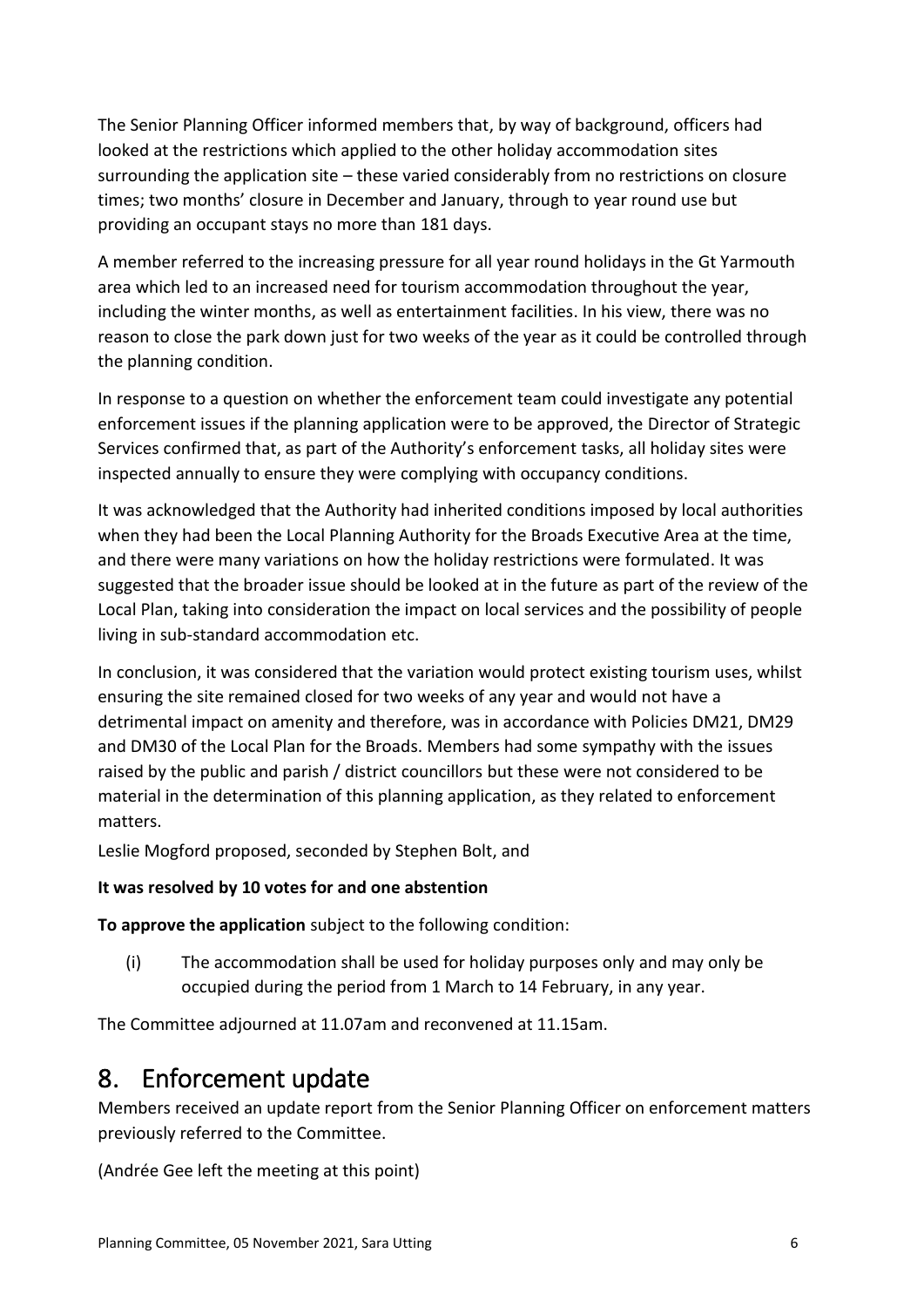The Senior Planning Officer informed members that, by way of background, officers had looked at the restrictions which applied to the other holiday accommodation sites surrounding the application site – these varied considerably from no restrictions on closure times; two months' closure in December and January, through to year round use but providing an occupant stays no more than 181 days.

A member referred to the increasing pressure for all year round holidays in the Gt Yarmouth area which led to an increased need for tourism accommodation throughout the year, including the winter months, as well as entertainment facilities. In his view, there was no reason to close the park down just for two weeks of the year as it could be controlled through the planning condition.

In response to a question on whether the enforcement team could investigate any potential enforcement issues if the planning application were to be approved, the Director of Strategic Services confirmed that, as part of the Authority's enforcement tasks, all holiday sites were inspected annually to ensure they were complying with occupancy conditions.

It was acknowledged that the Authority had inherited conditions imposed by local authorities when they had been the Local Planning Authority for the Broads Executive Area at the time, and there were many variations on how the holiday restrictions were formulated. It was suggested that the broader issue should be looked at in the future as part of the review of the Local Plan, taking into consideration the impact on local services and the possibility of people living in sub-standard accommodation etc.

In conclusion, it was considered that the variation would protect existing tourism uses, whilst ensuring the site remained closed for two weeks of any year and would not have a detrimental impact on amenity and therefore, was in accordance with Policies DM21, DM29 and DM30 of the Local Plan for the Broads. Members had some sympathy with the issues raised by the public and parish / district councillors but these were not considered to be material in the determination of this planning application, as they related to enforcement matters.

Leslie Mogford proposed, seconded by Stephen Bolt, and

**It was resolved by 10 votes for and one abstention**

**To approve the application** subject to the following condition:

(i) The accommodation shall be used for holiday purposes only and may only be occupied during the period from 1 March to 14 February, in any year.

The Committee adjourned at 11.07am and reconvened at 11.15am.

## 8. Enforcement update

Members received an update report from the Senior Planning Officer on enforcement matters previously referred to the Committee.

(Andrée Gee left the meeting at this point)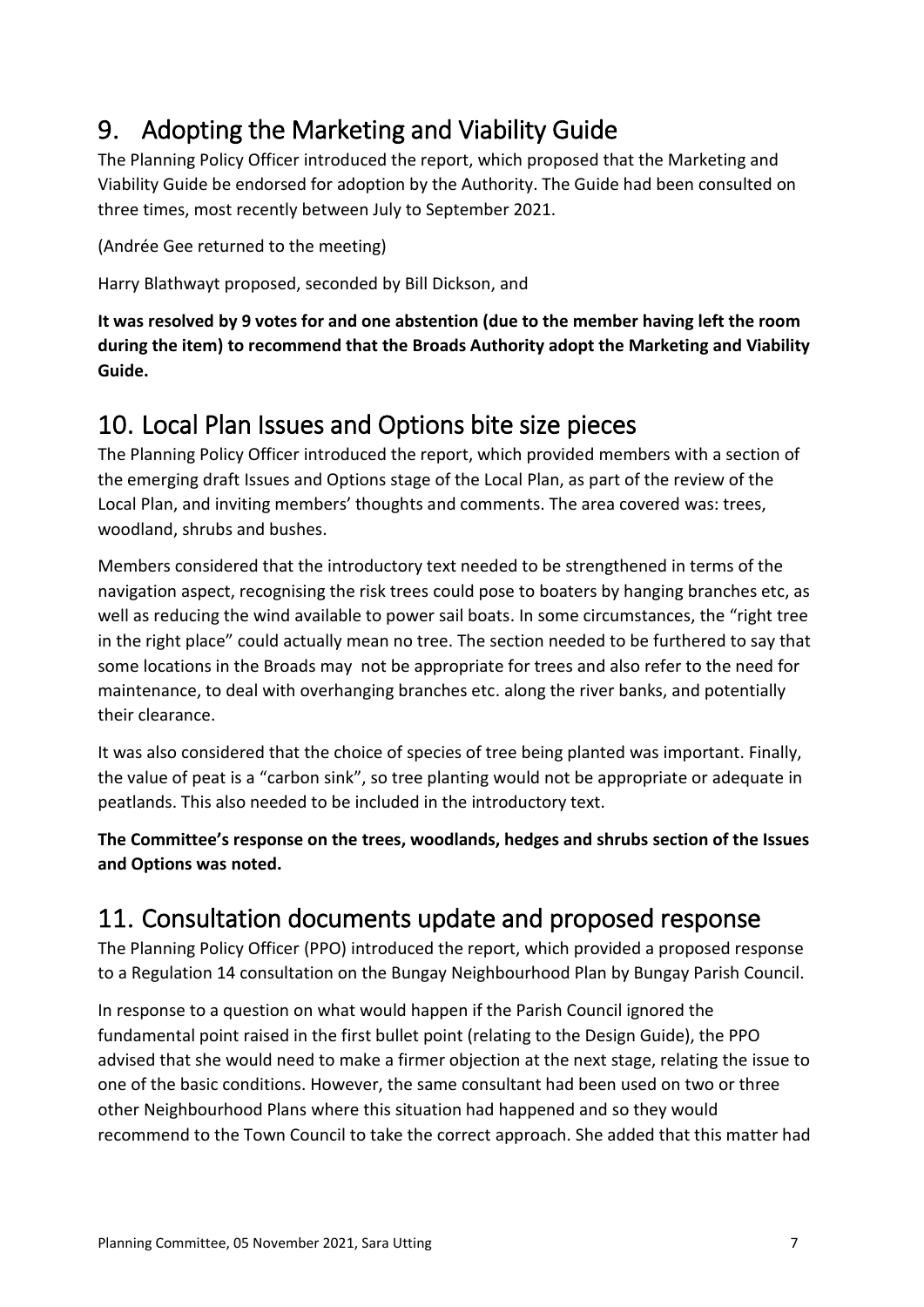## 9. Adopting the Marketing and Viability Guide

The Planning Policy Officer introduced the report, which proposed that the Marketing and Viability Guide be endorsed for adoption by the Authority. The Guide had been consulted on three times, most recently between July to September 2021.

(Andrée Gee returned to the meeting)

Harry Blathwayt proposed, seconded by Bill Dickson, and

**It was resolved by 9 votes for and one abstention (due to the member having left the room during the item) to recommend that the Broads Authority adopt the Marketing and Viability Guide.**

## 10. Local Plan Issues and Options bite size pieces

The Planning Policy Officer introduced the report, which provided members with a section of the emerging draft Issues and Options stage of the Local Plan, as part of the review of the Local Plan, and inviting members' thoughts and comments. The area covered was: trees, woodland, shrubs and bushes.

Members considered that the introductory text needed to be strengthened in terms of the navigation aspect, recognising the risk trees could pose to boaters by hanging branches etc, as well as reducing the wind available to power sail boats. In some circumstances, the "right tree in the right place" could actually mean no tree. The section needed to be furthered to say that some locations in the Broads may not be appropriate for trees and also refer to the need for maintenance, to deal with overhanging branches etc. along the river banks, and potentially their clearance.

It was also considered that the choice of species of tree being planted was important. Finally, the value of peat is a "carbon sink", so tree planting would not be appropriate or adequate in peatlands. This also needed to be included in the introductory text.

**The Committee's response on the trees, woodlands, hedges and shrubs section of the Issues and Options was noted.**

## 11. Consultation documents update and proposed response

The Planning Policy Officer (PPO) introduced the report, which provided a proposed response to a Regulation 14 consultation on the Bungay Neighbourhood Plan by Bungay Parish Council.

In response to a question on what would happen if the Parish Council ignored the fundamental point raised in the first bullet point (relating to the Design Guide), the PPO advised that she would need to make a firmer objection at the next stage, relating the issue to one of the basic conditions. However, the same consultant had been used on two or three other Neighbourhood Plans where this situation had happened and so they would recommend to the Town Council to take the correct approach. She added that this matter had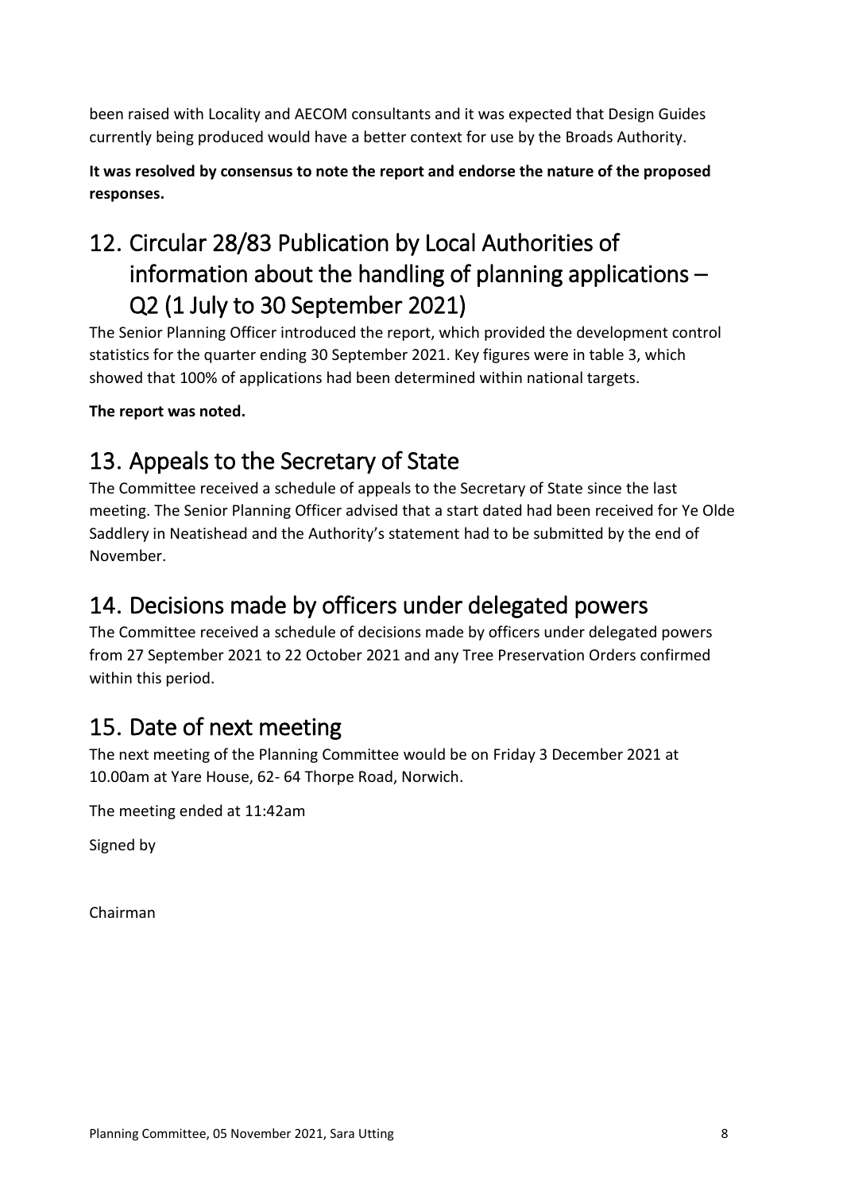been raised with Locality and AECOM consultants and it was expected that Design Guides currently being produced would have a better context for use by the Broads Authority.

**It was resolved by consensus to note the report and endorse the nature of the proposed responses.**

## 12. Circular 28/83 Publication by Local Authorities of information about the handling of planning applications – Q2 (1 July to 30 September 2021)

The Senior Planning Officer introduced the report, which provided the development control statistics for the quarter ending 30 September 2021. Key figures were in table 3, which showed that 100% of applications had been determined within national targets.

**The report was noted.**

## 13. Appeals to the Secretary of State

The Committee received a schedule of appeals to the Secretary of State since the last meeting. The Senior Planning Officer advised that a start dated had been received for Ye Olde Saddlery in Neatishead and the Authority's statement had to be submitted by the end of November.

## 14. Decisions made by officers under delegated powers

The Committee received a schedule of decisions made by officers under delegated powers from 27 September 2021 to 22 October 2021 and any Tree Preservation Orders confirmed within this period.

## 15. Date of next meeting

The next meeting of the Planning Committee would be on Friday 3 December 2021 at 10.00am at Yare House, 62- 64 Thorpe Road, Norwich.

The meeting ended at 11:42am

Signed by

Chairman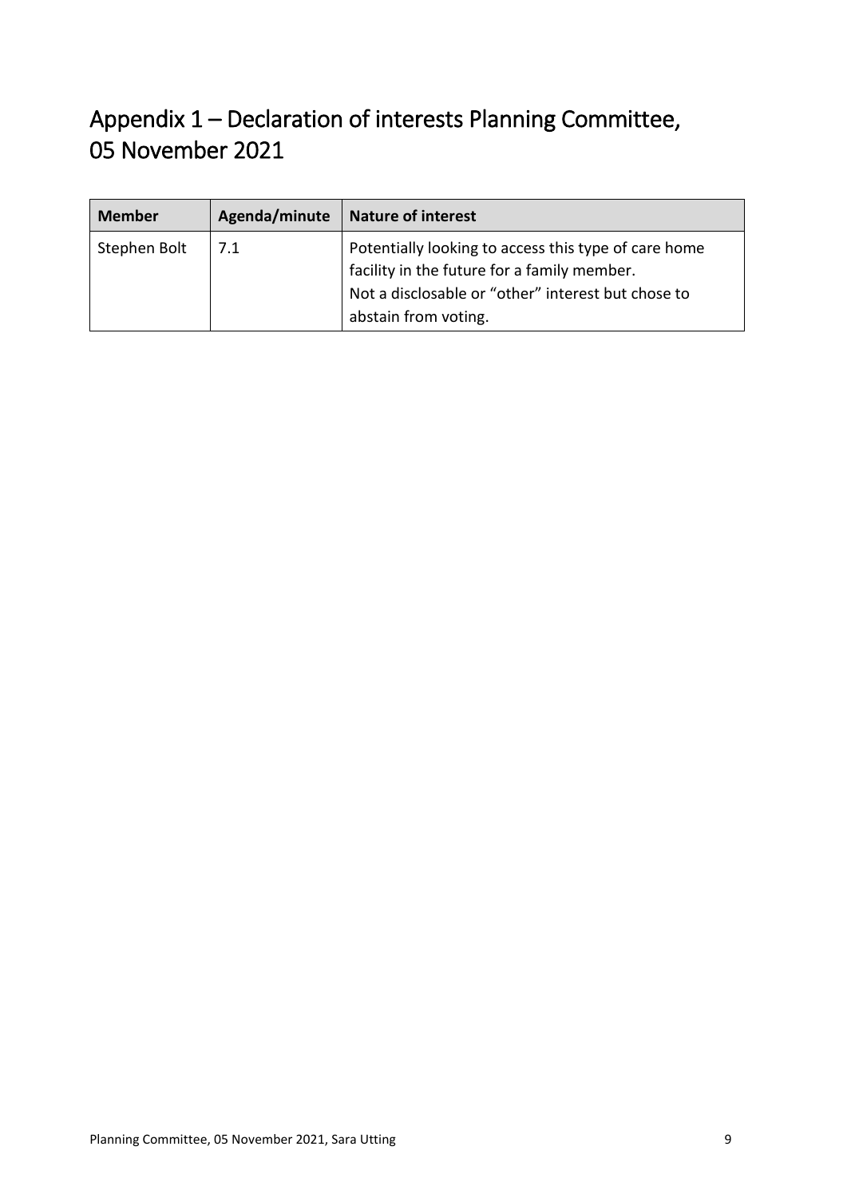# Appendix 1 – Declaration of interests Planning Committee, 05 November 2021

| Member | Agenda/minute | Nature of interest |
| --- | --- | --- |
| Stephen Bolt | 7.1 | Potentially looking to access this type of care home facility in the future for a family member. Not a disclosable or "other" interest but chose to abstain from voting. |